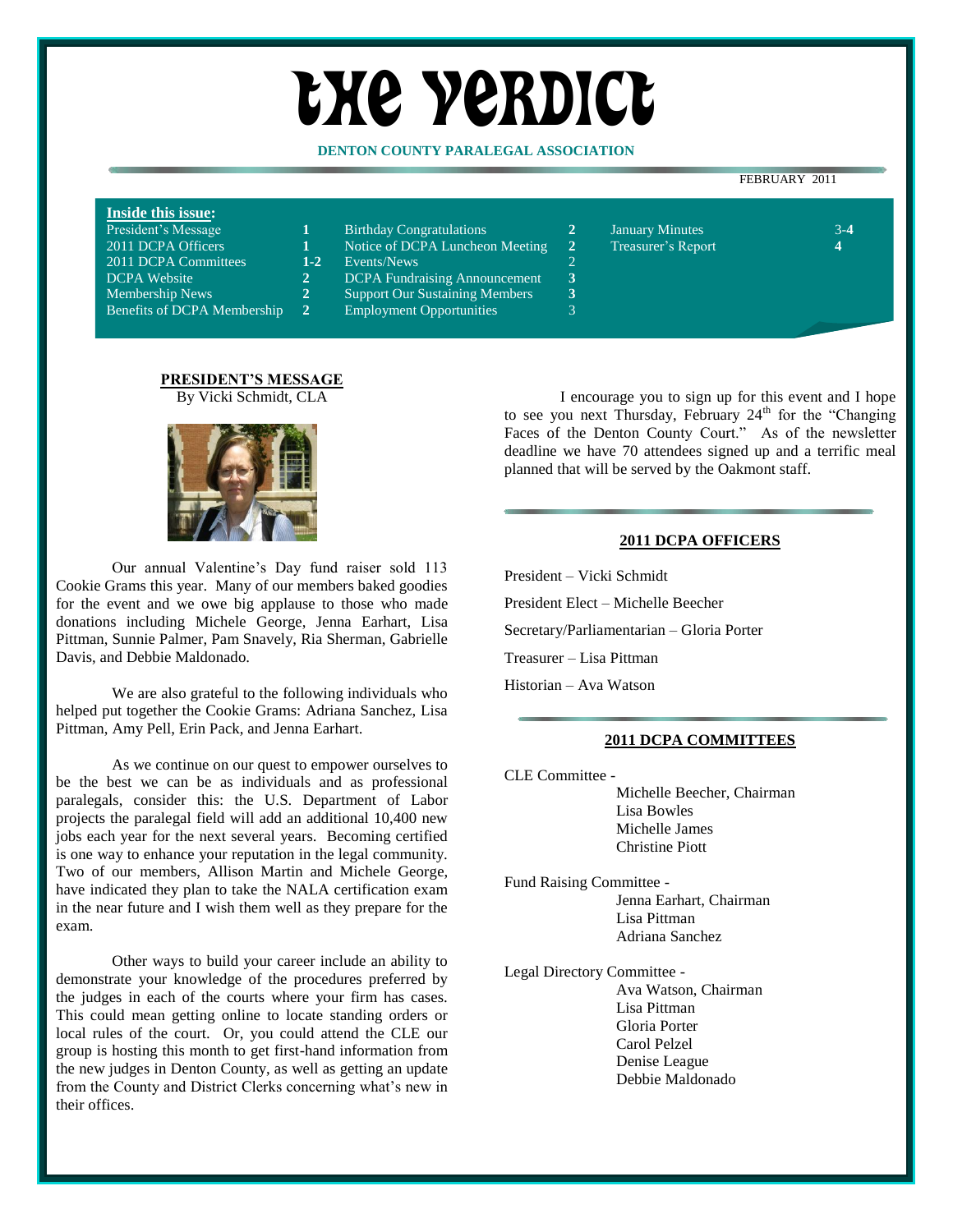# THE VERDICT

**DENTON COUNTY PARALEGAL ASSOCIATION**

FEBRUARY 2011

**Inside this issue:**

| | | | | | |
|---|---|---|---|---|---|
| President's Message | 1 | Birthday Congratulations | 2 | January Minutes | 3-4 |
| 2011 DCPA Officers | 1 | Notice of DCPA Luncheon Meeting | 2 | Treasurer's Report | 4 |
| 2011 DCPA Committees | 1-2 | Events/News | 2 | | |
| DCPA Website | 2 | DCPA Fundraising Announcement | 3 | | |
| Membership News | 2 | Support Our Sustaining Members | 3 | | |
| Benefits of DCPA Membership | 2 | Employment Opportunities | 3 | | |

## PRESIDENT'S MESSAGE

By Vicki Schmidt, CLA

Our annual Valentine's Day fund raiser sold 113 Cookie Grams this year. Many of our members baked goodies for the event and we owe big applause to those who made donations including Michele George, Jenna Earhart, Lisa Pittman, Sunnie Palmer, Pam Snavely, Ria Sherman, Gabrielle Davis, and Debbie Maldonado.

We are also grateful to the following individuals who helped put together the Cookie Grams: Adriana Sanchez, Lisa Pittman, Amy Pell, Erin Pack, and Jenna Earhart.

As we continue on our quest to empower ourselves to be the best we can be as individuals and as professional paralegals, consider this: the U.S. Department of Labor projects the paralegal field will add an additional 10,400 new jobs each year for the next several years. Becoming certified is one way to enhance your reputation in the legal community. Two of our members, Allison Martin and Michele George, have indicated they plan to take the NALA certification exam in the near future and I wish them well as they prepare for the exam.

Other ways to build your career include an ability to demonstrate your knowledge of the procedures preferred by the judges in each of the courts where your firm has cases. This could mean getting online to locate standing orders or local rules of the court. Or, you could attend the CLE our group is hosting this month to get first-hand information from the new judges in Denton County, as well as getting an update from the County and District Clerks concerning what's new in their offices.

I encourage you to sign up for this event and I hope to see you next Thursday, February 24th for the "Changing Faces of the Denton County Court." As of the newsletter deadline we have 70 attendees signed up and a terrific meal planned that will be served by the Oakmont staff.

## 2011 DCPA OFFICERS

President – Vicki Schmidt

President Elect – Michelle Beecher

Secretary/Parliamentarian – Gloria Porter

Treasurer – Lisa Pittman

Historian – Ava Watson

## 2011 DCPA COMMITTEES

CLE Committee -
- Michelle Beecher, Chairman
- Lisa Bowles
- Michelle James
- Christine Piott

Fund Raising Committee -
- Jenna Earhart, Chairman
- Lisa Pittman
- Adriana Sanchez

Legal Directory Committee -
- Ava Watson, Chairman
- Lisa Pittman
- Gloria Porter
- Carol Pelzel
- Denise League
- Debbie Maldonado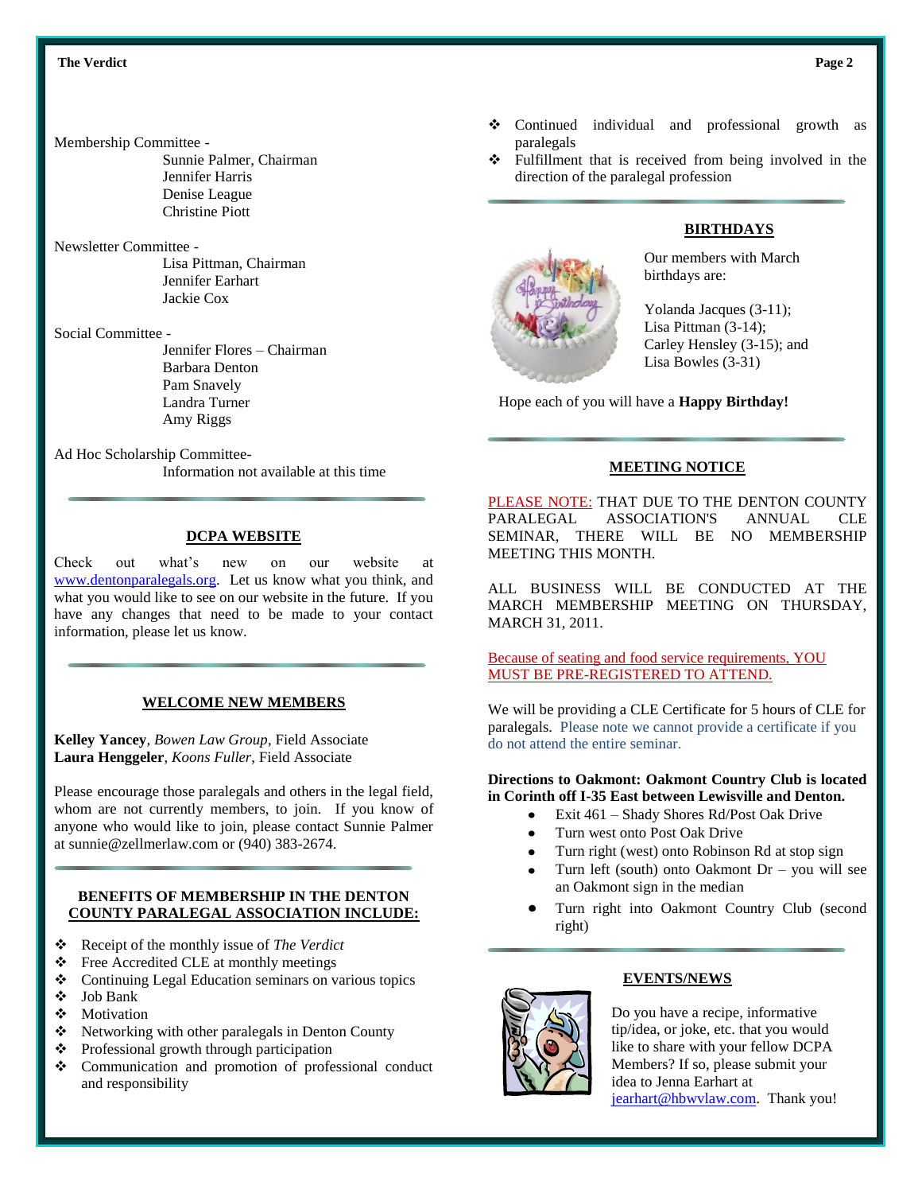Membership Committee -
Sunnie Palmer, Chairman
Jennifer Harris
Denise League
Christine Piott

Newsletter Committee -
Lisa Pittman, Chairman
Jennifer Earhart
Jackie Cox

Social Committee -
Jennifer Flores – Chairman
Barbara Denton
Pam Snavely
Landra Turner
Amy Riggs

Ad Hoc Scholarship Committee-
Information not available at this time

## DCPA WEBSITE

Check out what's new on our website at www.dentonparalegals.org. Let us know what you think, and what you would like to see on our website in the future. If you have any changes that need to be made to your contact information, please let us know.

## WELCOME NEW MEMBERS

**Kelley Yancey**, *Bowen Law Group*, Field Associate
**Laura Henggeler**, *Koons Fuller*, Field Associate

Please encourage those paralegals and others in the legal field, whom are not currently members, to join. If you know of anyone who would like to join, please contact Sunnie Palmer at sunnie@zellmerlaw.com or (940) 383-2674.

## BENEFITS OF MEMBERSHIP IN THE DENTON COUNTY PARALEGAL ASSOCIATION INCLUDE:

- Receipt of the monthly issue of *The Verdict*
- Free Accredited CLE at monthly meetings
- Continuing Legal Education seminars on various topics
- Job Bank
- Motivation
- Networking with other paralegals in Denton County
- Professional growth through participation
- Communication and promotion of professional conduct and responsibility
- Continued individual and professional growth as paralegals
- Fulfillment that is received from being involved in the direction of the paralegal profession

## BIRTHDAYS

Our members with March birthdays are:

Yolanda Jacques (3-11);
Lisa Pittman (3-14);
Carley Hensley (3-15); and
Lisa Bowles (3-31)

Hope each of you will have a **Happy Birthday!**

## MEETING NOTICE

PLEASE NOTE: THAT DUE TO THE DENTON COUNTY PARALEGAL ASSOCIATION'S ANNUAL CLE SEMINAR, THERE WILL BE NO MEMBERSHIP MEETING THIS MONTH.

ALL BUSINESS WILL BE CONDUCTED AT THE MARCH MEMBERSHIP MEETING ON THURSDAY, MARCH 31, 2011.

Because of seating and food service requirements, YOU MUST BE PRE-REGISTERED TO ATTEND.

We will be providing a CLE Certificate for 5 hours of CLE for paralegals. Please note we cannot provide a certificate if you do not attend the entire seminar.

**Directions to Oakmont: Oakmont Country Club is located in Corinth off I-35 East between Lewisville and Denton.**

- Exit 461 – Shady Shores Rd/Post Oak Drive
- Turn west onto Post Oak Drive
- Turn right (west) onto Robinson Rd at stop sign
- Turn left (south) onto Oakmont Dr – you will see an Oakmont sign in the median
- Turn right into Oakmont Country Club (second right)

## EVENTS/NEWS

Do you have a recipe, informative tip/idea, or joke, etc. that you would like to share with your fellow DCPA Members? If so, please submit your idea to Jenna Earhart at jearhart@hbwvlaw.com. Thank you!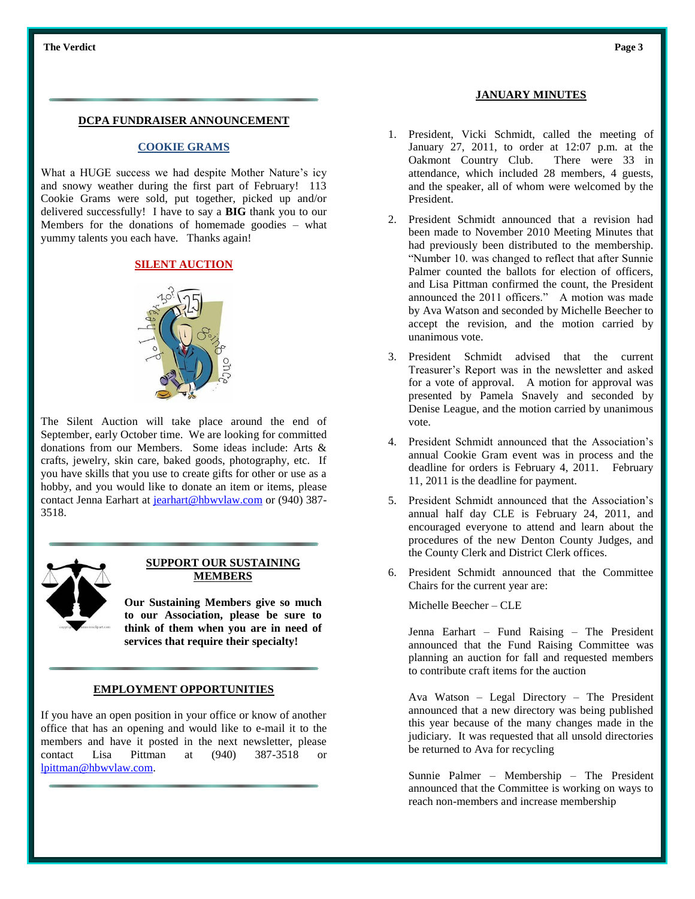## DCPA FUNDRAISER ANNOUNCEMENT

### COOKIE GRAMS

What a HUGE success we had despite Mother Nature's icy and snowy weather during the first part of February! 113 Cookie Grams were sold, put together, picked up and/or delivered successfully! I have to say a **BIG** thank you to our Members for the donations of homemade goodies – what yummy talents you each have. Thanks again!

### SILENT AUCTION

The Silent Auction will take place around the end of September, early October time. We are looking for committed donations from our Members. Some ideas include: Arts & crafts, jewelry, skin care, baked goods, photography, etc. If you have skills that you use to create gifts for other or use as a hobby, and you would like to donate an item or items, please contact Jenna Earhart at jearhart@hbwvlaw.com or (940) 387-3518.

## SUPPORT OUR SUSTAINING MEMBERS

**Our Sustaining Members give so much to our Association, please be sure to think of them when you are in need of services that require their specialty!**

## EMPLOYMENT OPPORTUNITIES

If you have an open position in your office or know of another office that has an opening and would like to e-mail it to the members and have it posted in the next newsletter, please contact Lisa Pittman at (940) 387-3518 or lpittman@hbwvlaw.com.

## JANUARY MINUTES

1. President, Vicki Schmidt, called the meeting of January 27, 2011, to order at 12:07 p.m. at the Oakmont Country Club. There were 33 in attendance, which included 28 members, 4 guests, and the speaker, all of whom were welcomed by the President.

2. President Schmidt announced that a revision had been made to November 2010 Meeting Minutes that had previously been distributed to the membership. "Number 10. was changed to reflect that after Sunnie Palmer counted the ballots for election of officers, and Lisa Pittman confirmed the count, the President announced the 2011 officers." A motion was made by Ava Watson and seconded by Michelle Beecher to accept the revision, and the motion carried by unanimous vote.

3. President Schmidt advised that the current Treasurer's Report was in the newsletter and asked for a vote of approval. A motion for approval was presented by Pamela Snavely and seconded by Denise League, and the motion carried by unanimous vote.

4. President Schmidt announced that the Association's annual Cookie Gram event was in process and the deadline for orders is February 4, 2011. February 11, 2011 is the deadline for payment.

5. President Schmidt announced that the Association's annual half day CLE is February 24, 2011, and encouraged everyone to attend and learn about the procedures of the new Denton County Judges, and the County Clerk and District Clerk offices.

6. President Schmidt announced that the Committee Chairs for the current year are:

   Michelle Beecher – CLE

   Jenna Earhart – Fund Raising – The President announced that the Fund Raising Committee was planning an auction for fall and requested members to contribute craft items for the auction

   Ava Watson – Legal Directory – The President announced that a new directory was being published this year because of the many changes made in the judiciary. It was requested that all unsold directories be returned to Ava for recycling

   Sunnie Palmer – Membership – The President announced that the Committee is working on ways to reach non-members and increase membership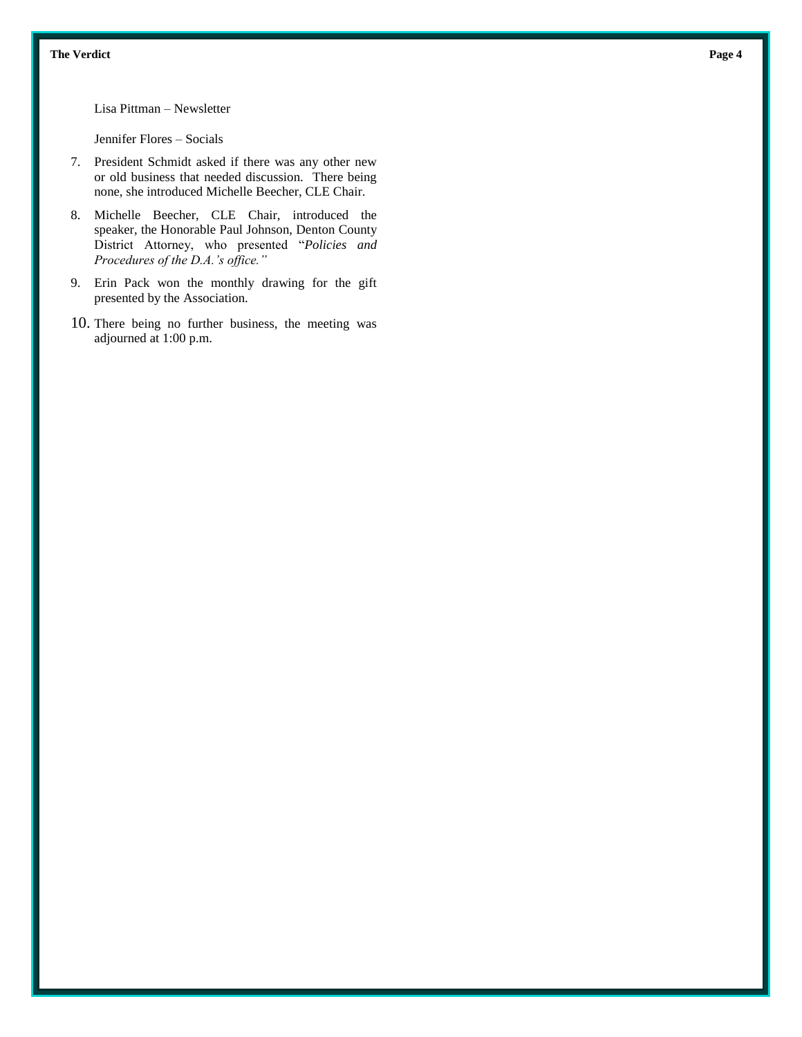Lisa Pittman – Newsletter

Jennifer Flores – Socials

7. President Schmidt asked if there was any other new or old business that needed discussion. There being none, she introduced Michelle Beecher, CLE Chair.
8. Michelle Beecher, CLE Chair, introduced the speaker, the Honorable Paul Johnson, Denton County District Attorney, who presented "*Policies and Procedures of the D.A.'s office.*"
9. Erin Pack won the monthly drawing for the gift presented by the Association.
10. There being no further business, the meeting was adjourned at 1:00 p.m.